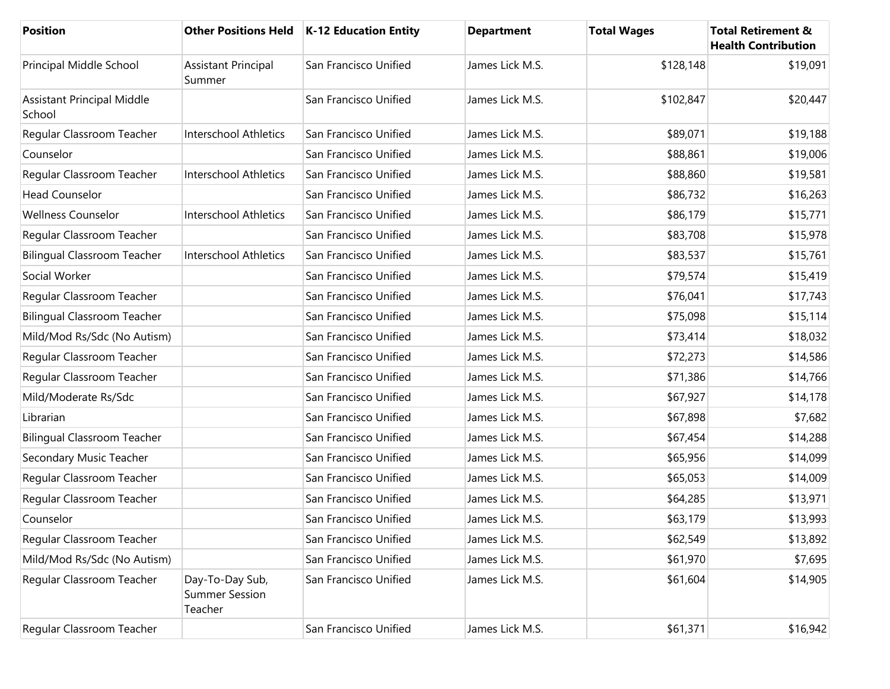| Position | Other Positions Held | K-12 Education Entity | Department | Total Wages | Total Retirement & Health Contribution |
| --- | --- | --- | --- | --- | --- |
| Principal Middle School | Assistant Principal Summer | San Francisco Unified | James Lick M.S. | $128,148 | $19,091 |
| Assistant Principal Middle School | | San Francisco Unified | James Lick M.S. | $102,847 | $20,447 |
| Regular Classroom Teacher | Interschool Athletics | San Francisco Unified | James Lick M.S. | $89,071 | $19,188 |
| Counselor | | San Francisco Unified | James Lick M.S. | $88,861 | $19,006 |
| Regular Classroom Teacher | Interschool Athletics | San Francisco Unified | James Lick M.S. | $88,860 | $19,581 |
| Head Counselor | | San Francisco Unified | James Lick M.S. | $86,732 | $16,263 |
| Wellness Counselor | Interschool Athletics | San Francisco Unified | James Lick M.S. | $86,179 | $15,771 |
| Regular Classroom Teacher | | San Francisco Unified | James Lick M.S. | $83,708 | $15,978 |
| Bilingual Classroom Teacher | Interschool Athletics | San Francisco Unified | James Lick M.S. | $83,537 | $15,761 |
| Social Worker | | San Francisco Unified | James Lick M.S. | $79,574 | $15,419 |
| Regular Classroom Teacher | | San Francisco Unified | James Lick M.S. | $76,041 | $17,743 |
| Bilingual Classroom Teacher | | San Francisco Unified | James Lick M.S. | $75,098 | $15,114 |
| Mild/Mod Rs/Sdc (No Autism) | | San Francisco Unified | James Lick M.S. | $73,414 | $18,032 |
| Regular Classroom Teacher | | San Francisco Unified | James Lick M.S. | $72,273 | $14,586 |
| Regular Classroom Teacher | | San Francisco Unified | James Lick M.S. | $71,386 | $14,766 |
| Mild/Moderate Rs/Sdc | | San Francisco Unified | James Lick M.S. | $67,927 | $14,178 |
| Librarian | | San Francisco Unified | James Lick M.S. | $67,898 | $7,682 |
| Bilingual Classroom Teacher | | San Francisco Unified | James Lick M.S. | $67,454 | $14,288 |
| Secondary Music Teacher | | San Francisco Unified | James Lick M.S. | $65,956 | $14,099 |
| Regular Classroom Teacher | | San Francisco Unified | James Lick M.S. | $65,053 | $14,009 |
| Regular Classroom Teacher | | San Francisco Unified | James Lick M.S. | $64,285 | $13,971 |
| Counselor | | San Francisco Unified | James Lick M.S. | $63,179 | $13,993 |
| Regular Classroom Teacher | | San Francisco Unified | James Lick M.S. | $62,549 | $13,892 |
| Mild/Mod Rs/Sdc (No Autism) | | San Francisco Unified | James Lick M.S. | $61,970 | $7,695 |
| Regular Classroom Teacher | Day-To-Day Sub, Summer Session Teacher | San Francisco Unified | James Lick M.S. | $61,604 | $14,905 |
| Regular Classroom Teacher | | San Francisco Unified | James Lick M.S. | $61,371 | $16,942 |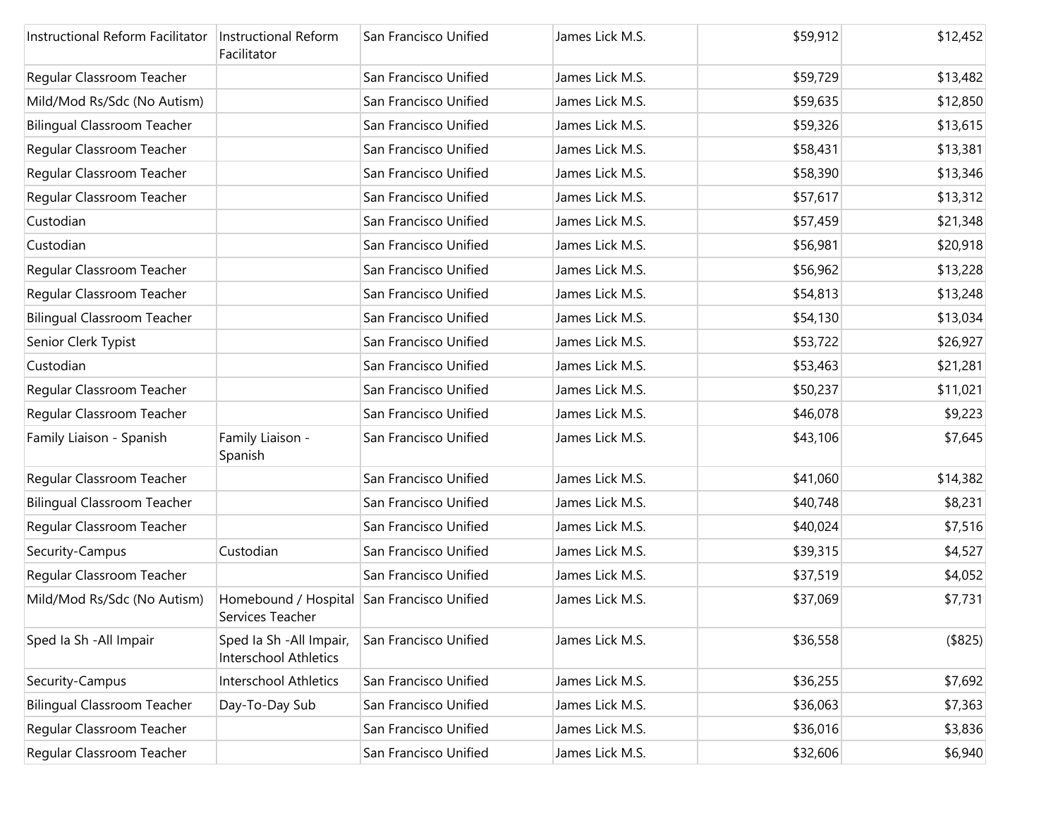| | | | | | |
|---|---|---|---|---|---|
| Instructional Reform Facilitator | Instructional Reform Facilitator | San Francisco Unified | James Lick M.S. | $59,912 | $12,452 |
| Regular Classroom Teacher | | San Francisco Unified | James Lick M.S. | $59,729 | $13,482 |
| Mild/Mod Rs/Sdc (No Autism) | | San Francisco Unified | James Lick M.S. | $59,635 | $12,850 |
| Bilingual Classroom Teacher | | San Francisco Unified | James Lick M.S. | $59,326 | $13,615 |
| Regular Classroom Teacher | | San Francisco Unified | James Lick M.S. | $58,431 | $13,381 |
| Regular Classroom Teacher | | San Francisco Unified | James Lick M.S. | $58,390 | $13,346 |
| Regular Classroom Teacher | | San Francisco Unified | James Lick M.S. | $57,617 | $13,312 |
| Custodian | | San Francisco Unified | James Lick M.S. | $57,459 | $21,348 |
| Custodian | | San Francisco Unified | James Lick M.S. | $56,981 | $20,918 |
| Regular Classroom Teacher | | San Francisco Unified | James Lick M.S. | $56,962 | $13,228 |
| Regular Classroom Teacher | | San Francisco Unified | James Lick M.S. | $54,813 | $13,248 |
| Bilingual Classroom Teacher | | San Francisco Unified | James Lick M.S. | $54,130 | $13,034 |
| Senior Clerk Typist | | San Francisco Unified | James Lick M.S. | $53,722 | $26,927 |
| Custodian | | San Francisco Unified | James Lick M.S. | $53,463 | $21,281 |
| Regular Classroom Teacher | | San Francisco Unified | James Lick M.S. | $50,237 | $11,021 |
| Regular Classroom Teacher | | San Francisco Unified | James Lick M.S. | $46,078 | $9,223 |
| Family Liaison - Spanish | Family Liaison - Spanish | San Francisco Unified | James Lick M.S. | $43,106 | $7,645 |
| Regular Classroom Teacher | | San Francisco Unified | James Lick M.S. | $41,060 | $14,382 |
| Bilingual Classroom Teacher | | San Francisco Unified | James Lick M.S. | $40,748 | $8,231 |
| Regular Classroom Teacher | | San Francisco Unified | James Lick M.S. | $40,024 | $7,516 |
| Security-Campus | Custodian | San Francisco Unified | James Lick M.S. | $39,315 | $4,527 |
| Regular Classroom Teacher | | San Francisco Unified | James Lick M.S. | $37,519 | $4,052 |
| Mild/Mod Rs/Sdc (No Autism) | Homebound / Hospital Services Teacher | San Francisco Unified | James Lick M.S. | $37,069 | $7,731 |
| Sped Ia Sh -All Impair | Sped Ia Sh -All Impair, Interschool Athletics | San Francisco Unified | James Lick M.S. | $36,558 | ($825) |
| Security-Campus | Interschool Athletics | San Francisco Unified | James Lick M.S. | $36,255 | $7,692 |
| Bilingual Classroom Teacher | Day-To-Day Sub | San Francisco Unified | James Lick M.S. | $36,063 | $7,363 |
| Regular Classroom Teacher | | San Francisco Unified | James Lick M.S. | $36,016 | $3,836 |
| Regular Classroom Teacher | | San Francisco Unified | James Lick M.S. | $32,606 | $6,940 |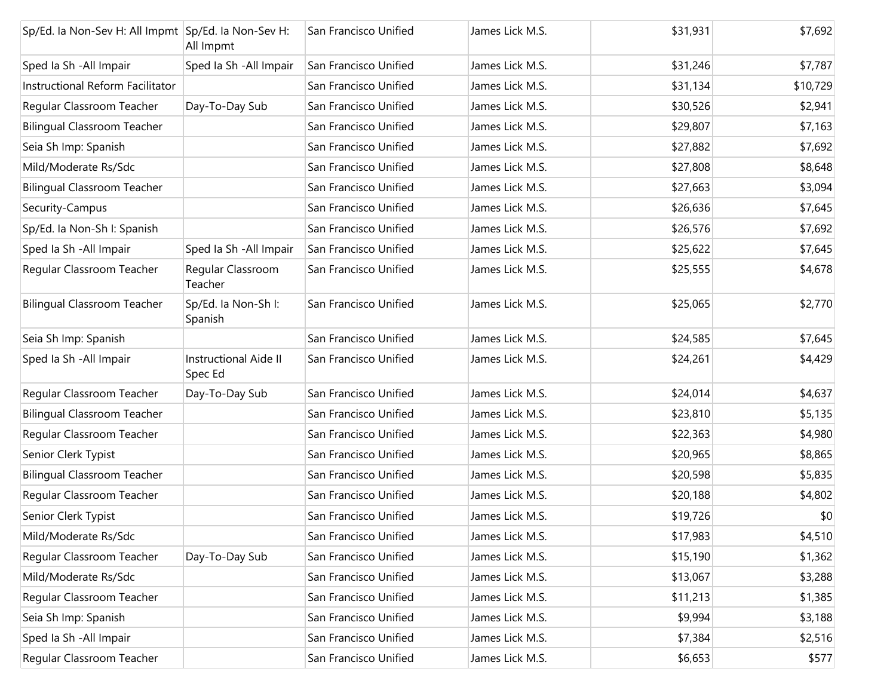| | | | | | |
|---|---|---|---|---|---|
| Sp/Ed. Ia Non-Sev H: All Impmt | Sp/Ed. Ia Non-Sev H: All Impmt | San Francisco Unified | James Lick M.S. | $31,931 | $7,692 |
| Sped Ia Sh -All Impair | Sped Ia Sh -All Impair | San Francisco Unified | James Lick M.S. | $31,246 | $7,787 |
| Instructional Reform Facilitator | | San Francisco Unified | James Lick M.S. | $31,134 | $10,729 |
| Regular Classroom Teacher | Day-To-Day Sub | San Francisco Unified | James Lick M.S. | $30,526 | $2,941 |
| Bilingual Classroom Teacher | | San Francisco Unified | James Lick M.S. | $29,807 | $7,163 |
| Seia Sh Imp: Spanish | | San Francisco Unified | James Lick M.S. | $27,882 | $7,692 |
| Mild/Moderate Rs/Sdc | | San Francisco Unified | James Lick M.S. | $27,808 | $8,648 |
| Bilingual Classroom Teacher | | San Francisco Unified | James Lick M.S. | $27,663 | $3,094 |
| Security-Campus | | San Francisco Unified | James Lick M.S. | $26,636 | $7,645 |
| Sp/Ed. Ia Non-Sh I: Spanish | | San Francisco Unified | James Lick M.S. | $26,576 | $7,692 |
| Sped Ia Sh -All Impair | Sped Ia Sh -All Impair | San Francisco Unified | James Lick M.S. | $25,622 | $7,645 |
| Regular Classroom Teacher | Regular Classroom Teacher | San Francisco Unified | James Lick M.S. | $25,555 | $4,678 |
| Bilingual Classroom Teacher | Sp/Ed. Ia Non-Sh I: Spanish | San Francisco Unified | James Lick M.S. | $25,065 | $2,770 |
| Seia Sh Imp: Spanish | | San Francisco Unified | James Lick M.S. | $24,585 | $7,645 |
| Sped Ia Sh -All Impair | Instructional Aide II Spec Ed | San Francisco Unified | James Lick M.S. | $24,261 | $4,429 |
| Regular Classroom Teacher | Day-To-Day Sub | San Francisco Unified | James Lick M.S. | $24,014 | $4,637 |
| Bilingual Classroom Teacher | | San Francisco Unified | James Lick M.S. | $23,810 | $5,135 |
| Regular Classroom Teacher | | San Francisco Unified | James Lick M.S. | $22,363 | $4,980 |
| Senior Clerk Typist | | San Francisco Unified | James Lick M.S. | $20,965 | $8,865 |
| Bilingual Classroom Teacher | | San Francisco Unified | James Lick M.S. | $20,598 | $5,835 |
| Regular Classroom Teacher | | San Francisco Unified | James Lick M.S. | $20,188 | $4,802 |
| Senior Clerk Typist | | San Francisco Unified | James Lick M.S. | $19,726 | $0 |
| Mild/Moderate Rs/Sdc | | San Francisco Unified | James Lick M.S. | $17,983 | $4,510 |
| Regular Classroom Teacher | Day-To-Day Sub | San Francisco Unified | James Lick M.S. | $15,190 | $1,362 |
| Mild/Moderate Rs/Sdc | | San Francisco Unified | James Lick M.S. | $13,067 | $3,288 |
| Regular Classroom Teacher | | San Francisco Unified | James Lick M.S. | $11,213 | $1,385 |
| Seia Sh Imp: Spanish | | San Francisco Unified | James Lick M.S. | $9,994 | $3,188 |
| Sped Ia Sh -All Impair | | San Francisco Unified | James Lick M.S. | $7,384 | $2,516 |
| Regular Classroom Teacher | | San Francisco Unified | James Lick M.S. | $6,653 | $577 |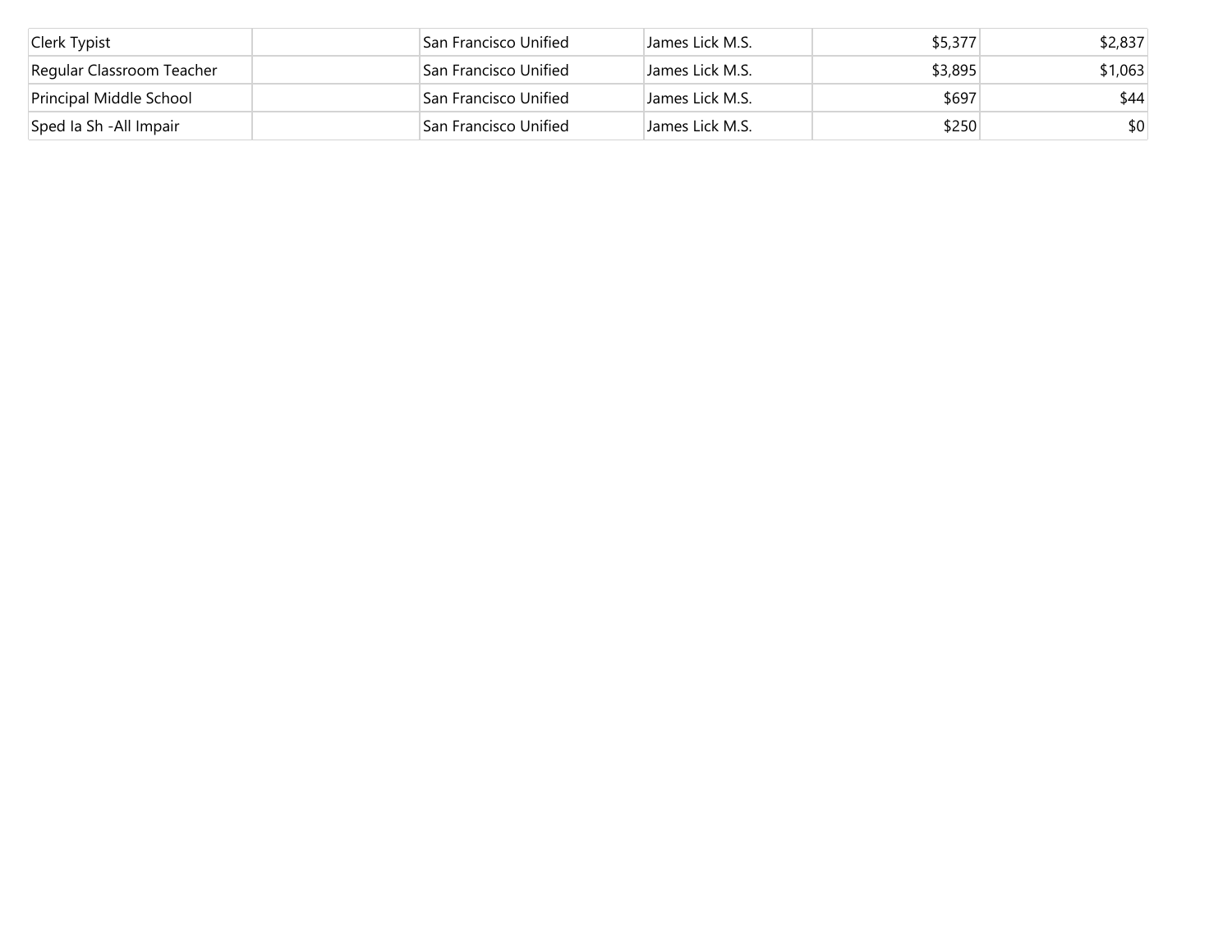| | | | | | |
|---|---|---|---|---|---|
| Clerk Typist | | San Francisco Unified | James Lick M.S. | $5,377 | $2,837 |
| Regular Classroom Teacher | | San Francisco Unified | James Lick M.S. | $3,895 | $1,063 |
| Principal Middle School | | San Francisco Unified | James Lick M.S. | $697 | $44 |
| Sped Ia Sh -All Impair | | San Francisco Unified | James Lick M.S. | $250 | $0 |